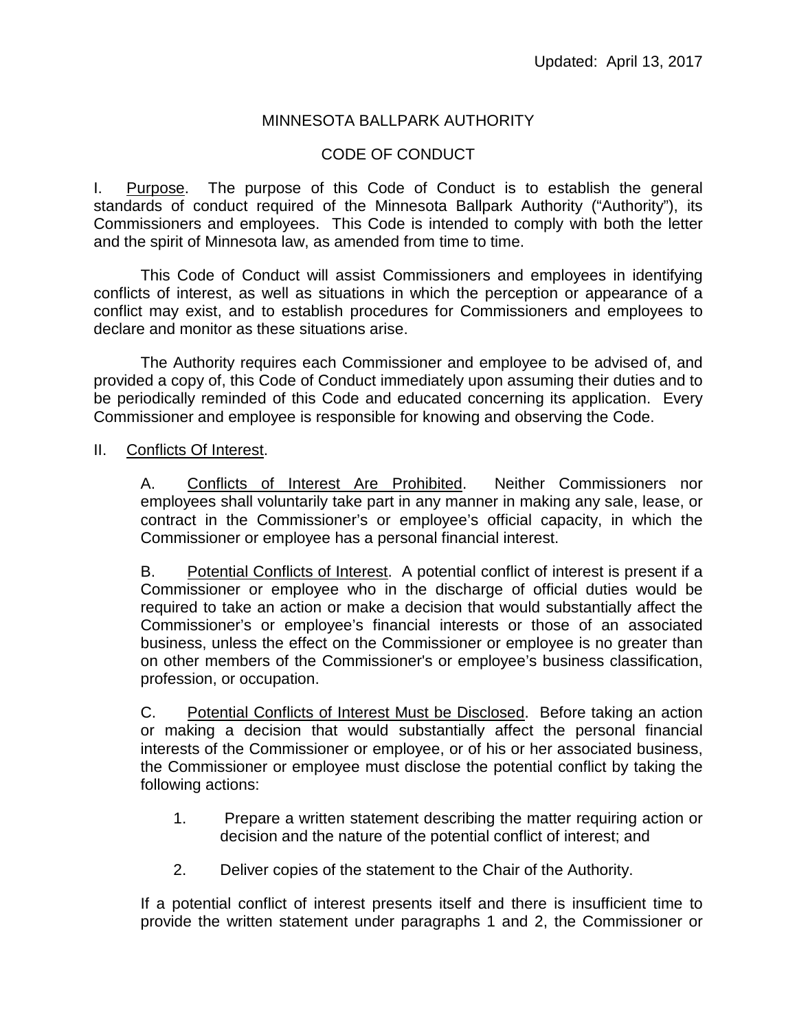Updated: April 13, 2017

# MINNESOTA BALLPARK AUTHORITY

## CODE OF CONDUCT

I. Purpose. The purpose of this Code of Conduct is to establish the general standards of conduct required of the Minnesota Ballpark Authority ("Authority"), its Commissioners and employees. This Code is intended to comply with both the letter and the spirit of Minnesota law, as amended from time to time.

This Code of Conduct will assist Commissioners and employees in identifying conflicts of interest, as well as situations in which the perception or appearance of a conflict may exist, and to establish procedures for Commissioners and employees to declare and monitor as these situations arise.

The Authority requires each Commissioner and employee to be advised of, and provided a copy of, this Code of Conduct immediately upon assuming their duties and to be periodically reminded of this Code and educated concerning its application. Every Commissioner and employee is responsible for knowing and observing the Code.

II. Conflicts Of Interest.

A. Conflicts of Interest Are Prohibited. Neither Commissioners nor employees shall voluntarily take part in any manner in making any sale, lease, or contract in the Commissioner's or employee's official capacity, in which the Commissioner or employee has a personal financial interest.

B. Potential Conflicts of Interest. A potential conflict of interest is present if a Commissioner or employee who in the discharge of official duties would be required to take an action or make a decision that would substantially affect the Commissioner's or employee's financial interests or those of an associated business, unless the effect on the Commissioner or employee is no greater than on other members of the Commissioner's or employee's business classification, profession, or occupation.

C. Potential Conflicts of Interest Must be Disclosed. Before taking an action or making a decision that would substantially affect the personal financial interests of the Commissioner or employee, or of his or her associated business, the Commissioner or employee must disclose the potential conflict by taking the following actions:

1. Prepare a written statement describing the matter requiring action or decision and the nature of the potential conflict of interest; and

2. Deliver copies of the statement to the Chair of the Authority.

If a potential conflict of interest presents itself and there is insufficient time to provide the written statement under paragraphs 1 and 2, the Commissioner or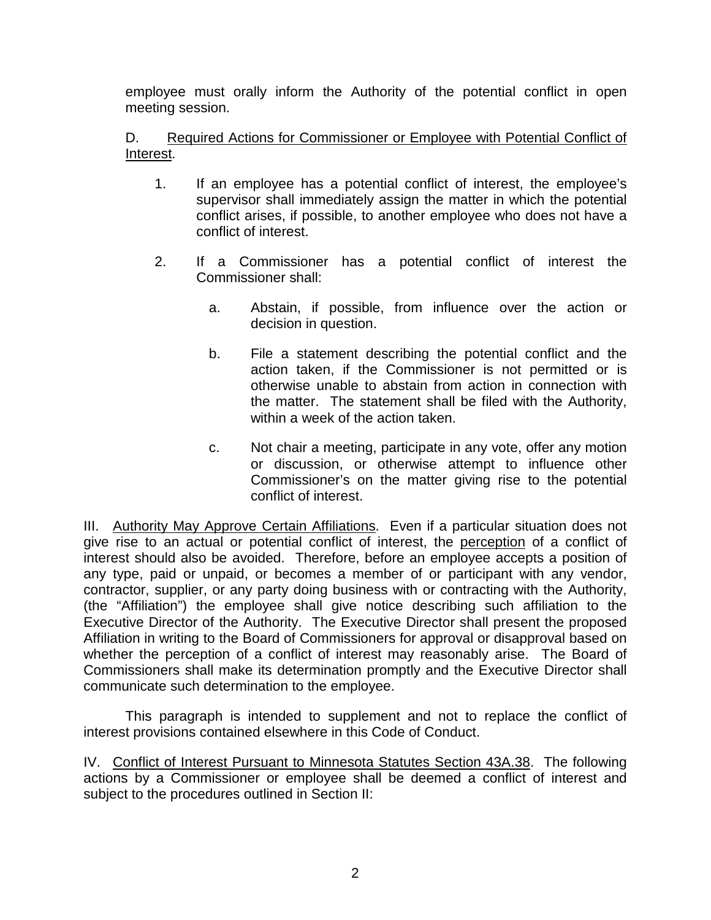employee must orally inform the Authority of the potential conflict in open meeting session.

D. Required Actions for Commissioner or Employee with Potential Conflict of Interest.

1. If an employee has a potential conflict of interest, the employee's supervisor shall immediately assign the matter in which the potential conflict arises, if possible, to another employee who does not have a conflict of interest.

2. If a Commissioner has a potential conflict of interest the Commissioner shall:

   a. Abstain, if possible, from influence over the action or decision in question.

   b. File a statement describing the potential conflict and the action taken, if the Commissioner is not permitted or is otherwise unable to abstain from action in connection with the matter. The statement shall be filed with the Authority, within a week of the action taken.

   c. Not chair a meeting, participate in any vote, offer any motion or discussion, or otherwise attempt to influence other Commissioner's on the matter giving rise to the potential conflict of interest.

III. Authority May Approve Certain Affiliations. Even if a particular situation does not give rise to an actual or potential conflict of interest, the perception of a conflict of interest should also be avoided. Therefore, before an employee accepts a position of any type, paid or unpaid, or becomes a member of or participant with any vendor, contractor, supplier, or any party doing business with or contracting with the Authority, (the "Affiliation") the employee shall give notice describing such affiliation to the Executive Director of the Authority. The Executive Director shall present the proposed Affiliation in writing to the Board of Commissioners for approval or disapproval based on whether the perception of a conflict of interest may reasonably arise. The Board of Commissioners shall make its determination promptly and the Executive Director shall communicate such determination to the employee.

This paragraph is intended to supplement and not to replace the conflict of interest provisions contained elsewhere in this Code of Conduct.

IV. Conflict of Interest Pursuant to Minnesota Statutes Section 43A.38. The following actions by a Commissioner or employee shall be deemed a conflict of interest and subject to the procedures outlined in Section II: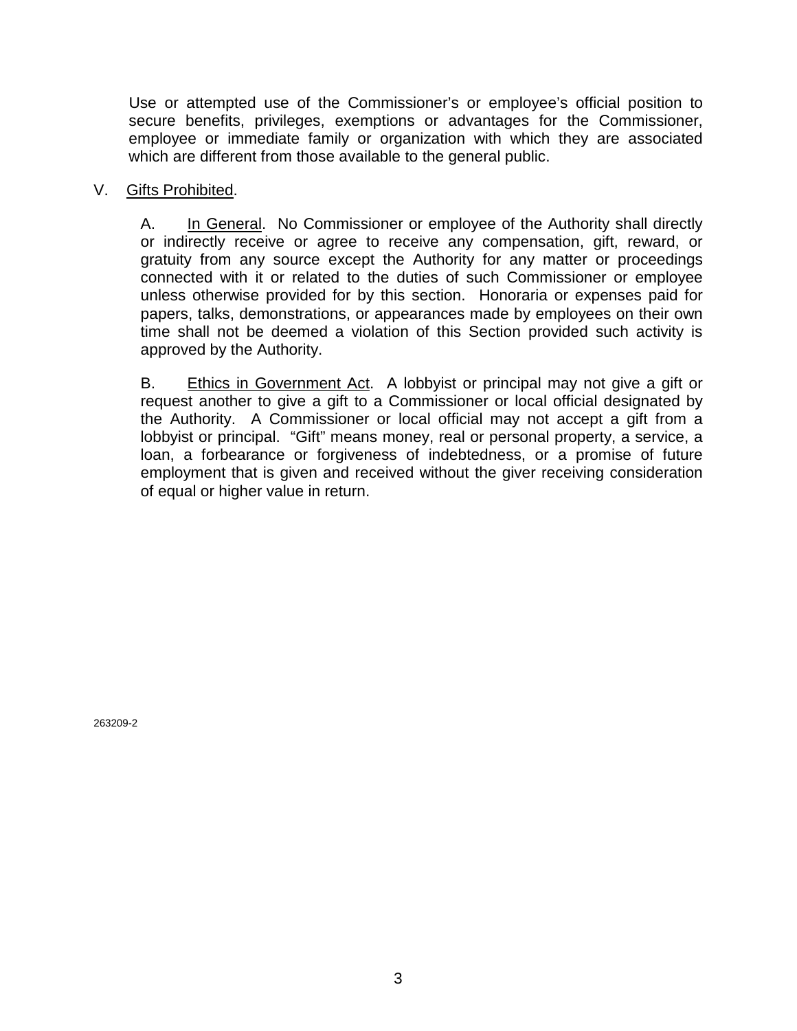Use or attempted use of the Commissioner's or employee's official position to secure benefits, privileges, exemptions or advantages for the Commissioner, employee or immediate family or organization with which they are associated which are different from those available to the general public.

V. Gifts Prohibited.

A. In General. No Commissioner or employee of the Authority shall directly or indirectly receive or agree to receive any compensation, gift, reward, or gratuity from any source except the Authority for any matter or proceedings connected with it or related to the duties of such Commissioner or employee unless otherwise provided for by this section. Honoraria or expenses paid for papers, talks, demonstrations, or appearances made by employees on their own time shall not be deemed a violation of this Section provided such activity is approved by the Authority.

B. Ethics in Government Act. A lobbyist or principal may not give a gift or request another to give a gift to a Commissioner or local official designated by the Authority. A Commissioner or local official may not accept a gift from a lobbyist or principal. "Gift" means money, real or personal property, a service, a loan, a forbearance or forgiveness of indebtedness, or a promise of future employment that is given and received without the giver receiving consideration of equal or higher value in return.

263209-2